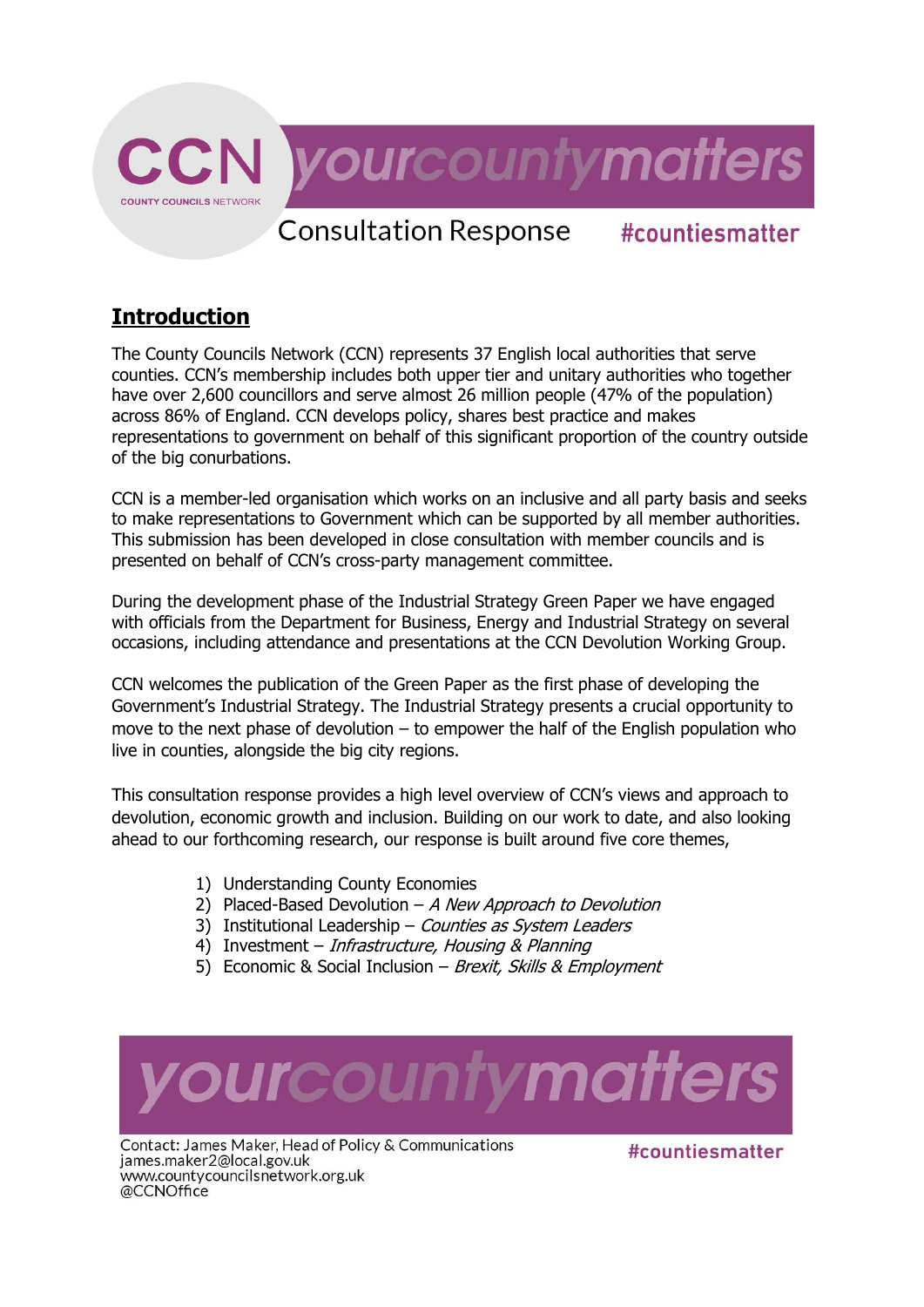CCN
COUNTY COUNCILS NETWORK

yourcountymatters

Consultation Response #countiesmatter

## Introduction

The County Councils Network (CCN) represents 37 English local authorities that serve counties. CCN's membership includes both upper tier and unitary authorities who together have over 2,600 councillors and serve almost 26 million people (47% of the population) across 86% of England. CCN develops policy, shares best practice and makes representations to government on behalf of this significant proportion of the country outside of the big conurbations.

CCN is a member-led organisation which works on an inclusive and all party basis and seeks to make representations to Government which can be supported by all member authorities. This submission has been developed in close consultation with member councils and is presented on behalf of CCN's cross-party management committee.

During the development phase of the Industrial Strategy Green Paper we have engaged with officials from the Department for Business, Energy and Industrial Strategy on several occasions, including attendance and presentations at the CCN Devolution Working Group.

CCN welcomes the publication of the Green Paper as the first phase of developing the Government's Industrial Strategy. The Industrial Strategy presents a crucial opportunity to move to the next phase of devolution – to empower the half of the English population who live in counties, alongside the big city regions.

This consultation response provides a high level overview of CCN's views and approach to devolution, economic growth and inclusion. Building on our work to date, and also looking ahead to our forthcoming research, our response is built around five core themes,

1) Understanding County Economies
2) Placed-Based Devolution – *A New Approach to Devolution*
3) Institutional Leadership – *Counties as System Leaders*
4) Investment – *Infrastructure, Housing & Planning*
5) Economic & Social Inclusion – *Brexit, Skills & Employment*

yourcountymatters

Contact: James Maker, Head of Policy & Communications
james.maker2@local.gov.uk
www.countycouncilsnetwork.org.uk
@CCNOffice

#countiesmatter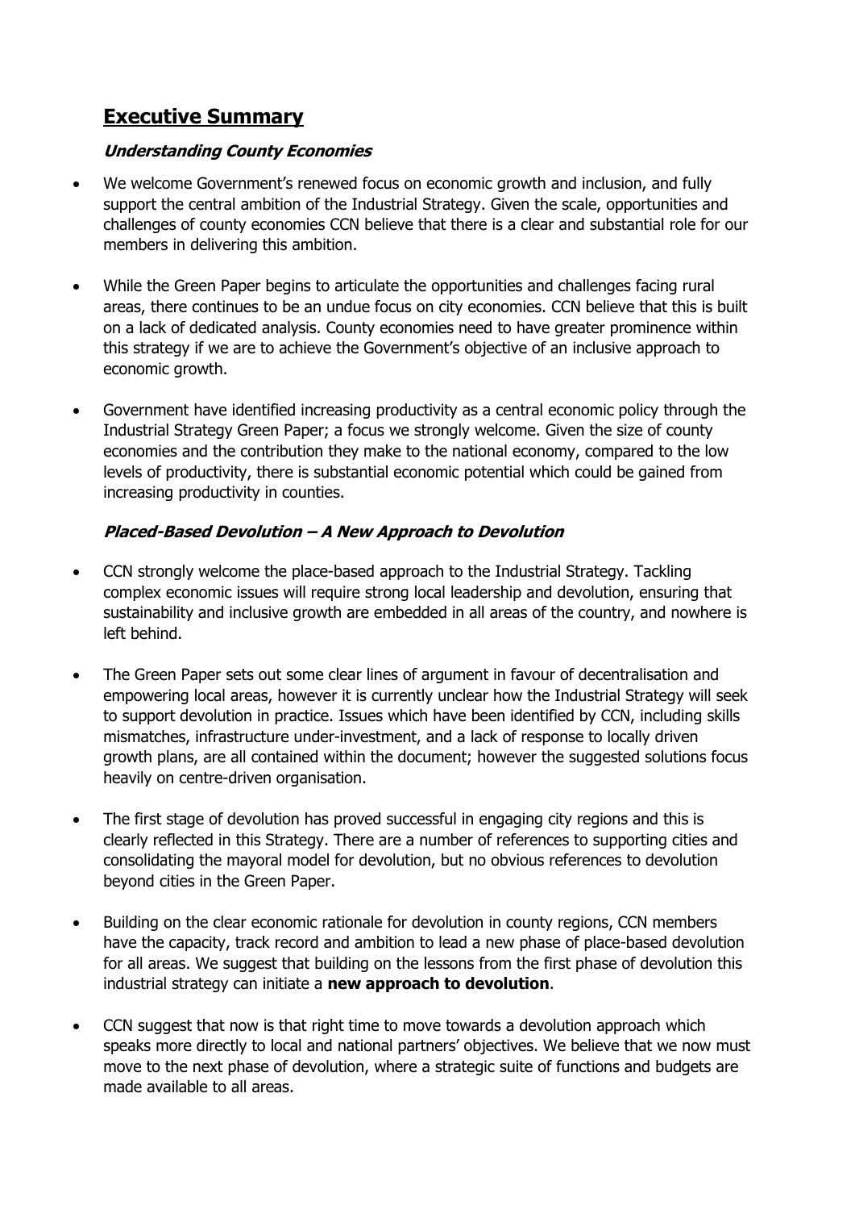## Executive Summary

### *Understanding County Economies*

- We welcome Government's renewed focus on economic growth and inclusion, and fully support the central ambition of the Industrial Strategy. Given the scale, opportunities and challenges of county economies CCN believe that there is a clear and substantial role for our members in delivering this ambition.

- While the Green Paper begins to articulate the opportunities and challenges facing rural areas, there continues to be an undue focus on city economies. CCN believe that this is built on a lack of dedicated analysis. County economies need to have greater prominence within this strategy if we are to achieve the Government's objective of an inclusive approach to economic growth.

- Government have identified increasing productivity as a central economic policy through the Industrial Strategy Green Paper; a focus we strongly welcome. Given the size of county economies and the contribution they make to the national economy, compared to the low levels of productivity, there is substantial economic potential which could be gained from increasing productivity in counties.

### *Placed-Based Devolution – A New Approach to Devolution*

- CCN strongly welcome the place-based approach to the Industrial Strategy. Tackling complex economic issues will require strong local leadership and devolution, ensuring that sustainability and inclusive growth are embedded in all areas of the country, and nowhere is left behind.

- The Green Paper sets out some clear lines of argument in favour of decentralisation and empowering local areas, however it is currently unclear how the Industrial Strategy will seek to support devolution in practice. Issues which have been identified by CCN, including skills mismatches, infrastructure under-investment, and a lack of response to locally driven growth plans, are all contained within the document; however the suggested solutions focus heavily on centre-driven organisation.

- The first stage of devolution has proved successful in engaging city regions and this is clearly reflected in this Strategy. There are a number of references to supporting cities and consolidating the mayoral model for devolution, but no obvious references to devolution beyond cities in the Green Paper.

- Building on the clear economic rationale for devolution in county regions, CCN members have the capacity, track record and ambition to lead a new phase of place-based devolution for all areas. We suggest that building on the lessons from the first phase of devolution this industrial strategy can initiate a **new approach to devolution**.

- CCN suggest that now is that right time to move towards a devolution approach which speaks more directly to local and national partners' objectives. We believe that we now must move to the next phase of devolution, where a strategic suite of functions and budgets are made available to all areas.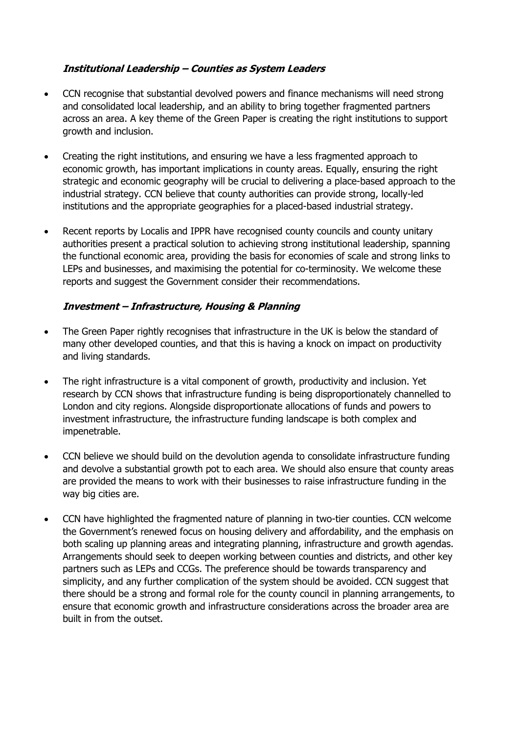***Institutional Leadership – Counties as System Leaders***

- CCN recognise that substantial devolved powers and finance mechanisms will need strong and consolidated local leadership, and an ability to bring together fragmented partners across an area. A key theme of the Green Paper is creating the right institutions to support growth and inclusion.
- Creating the right institutions, and ensuring we have a less fragmented approach to economic growth, has important implications in county areas. Equally, ensuring the right strategic and economic geography will be crucial to delivering a place-based approach to the industrial strategy. CCN believe that county authorities can provide strong, locally-led institutions and the appropriate geographies for a placed-based industrial strategy.
- Recent reports by Localis and IPPR have recognised county councils and county unitary authorities present a practical solution to achieving strong institutional leadership, spanning the functional economic area, providing the basis for economies of scale and strong links to LEPs and businesses, and maximising the potential for co-terminosity. We welcome these reports and suggest the Government consider their recommendations.

***Investment – Infrastructure, Housing & Planning***

- The Green Paper rightly recognises that infrastructure in the UK is below the standard of many other developed counties, and that this is having a knock on impact on productivity and living standards.
- The right infrastructure is a vital component of growth, productivity and inclusion. Yet research by CCN shows that infrastructure funding is being disproportionately channelled to London and city regions. Alongside disproportionate allocations of funds and powers to investment infrastructure, the infrastructure funding landscape is both complex and impenetrable.
- CCN believe we should build on the devolution agenda to consolidate infrastructure funding and devolve a substantial growth pot to each area. We should also ensure that county areas are provided the means to work with their businesses to raise infrastructure funding in the way big cities are.
- CCN have highlighted the fragmented nature of planning in two-tier counties. CCN welcome the Government's renewed focus on housing delivery and affordability, and the emphasis on both scaling up planning areas and integrating planning, infrastructure and growth agendas. Arrangements should seek to deepen working between counties and districts, and other key partners such as LEPs and CCGs. The preference should be towards transparency and simplicity, and any further complication of the system should be avoided. CCN suggest that there should be a strong and formal role for the county council in planning arrangements, to ensure that economic growth and infrastructure considerations across the broader area are built in from the outset.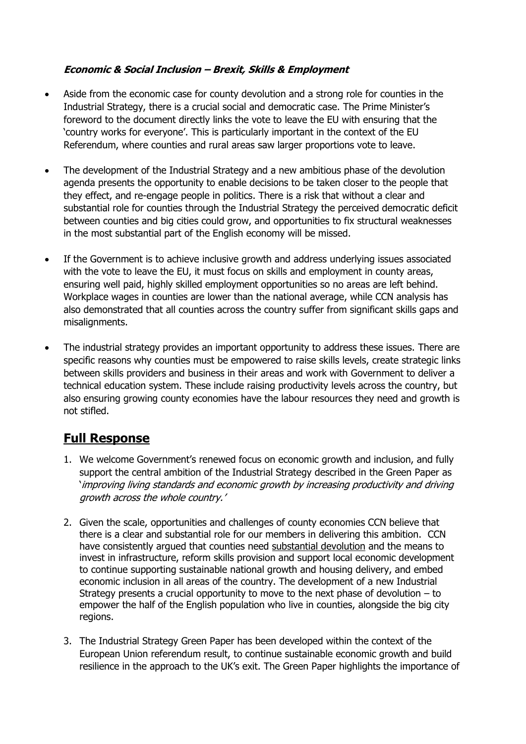***Economic & Social Inclusion – Brexit, Skills & Employment***

- Aside from the economic case for county devolution and a strong role for counties in the Industrial Strategy, there is a crucial social and democratic case. The Prime Minister's foreword to the document directly links the vote to leave the EU with ensuring that the 'country works for everyone'. This is particularly important in the context of the EU Referendum, where counties and rural areas saw larger proportions vote to leave.

- The development of the Industrial Strategy and a new ambitious phase of the devolution agenda presents the opportunity to enable decisions to be taken closer to the people that they effect, and re-engage people in politics. There is a risk that without a clear and substantial role for counties through the Industrial Strategy the perceived democratic deficit between counties and big cities could grow, and opportunities to fix structural weaknesses in the most substantial part of the English economy will be missed.

- If the Government is to achieve inclusive growth and address underlying issues associated with the vote to leave the EU, it must focus on skills and employment in county areas, ensuring well paid, highly skilled employment opportunities so no areas are left behind. Workplace wages in counties are lower than the national average, while CCN analysis has also demonstrated that all counties across the country suffer from significant skills gaps and misalignments.

- The industrial strategy provides an important opportunity to address these issues. There are specific reasons why counties must be empowered to raise skills levels, create strategic links between skills providers and business in their areas and work with Government to deliver a technical education system. These include raising productivity levels across the country, but also ensuring growing county economies have the labour resources they need and growth is not stifled.

## Full Response

1. We welcome Government's renewed focus on economic growth and inclusion, and fully support the central ambition of the Industrial Strategy described in the Green Paper as '*improving living standards and economic growth by increasing productivity and driving growth across the whole country.*'

2. Given the scale, opportunities and challenges of county economies CCN believe that there is a clear and substantial role for our members in delivering this ambition. CCN have consistently argued that counties need substantial devolution and the means to invest in infrastructure, reform skills provision and support local economic development to continue supporting sustainable national growth and housing delivery, and embed economic inclusion in all areas of the country. The development of a new Industrial Strategy presents a crucial opportunity to move to the next phase of devolution – to empower the half of the English population who live in counties, alongside the big city regions.

3. The Industrial Strategy Green Paper has been developed within the context of the European Union referendum result, to continue sustainable economic growth and build resilience in the approach to the UK's exit. The Green Paper highlights the importance of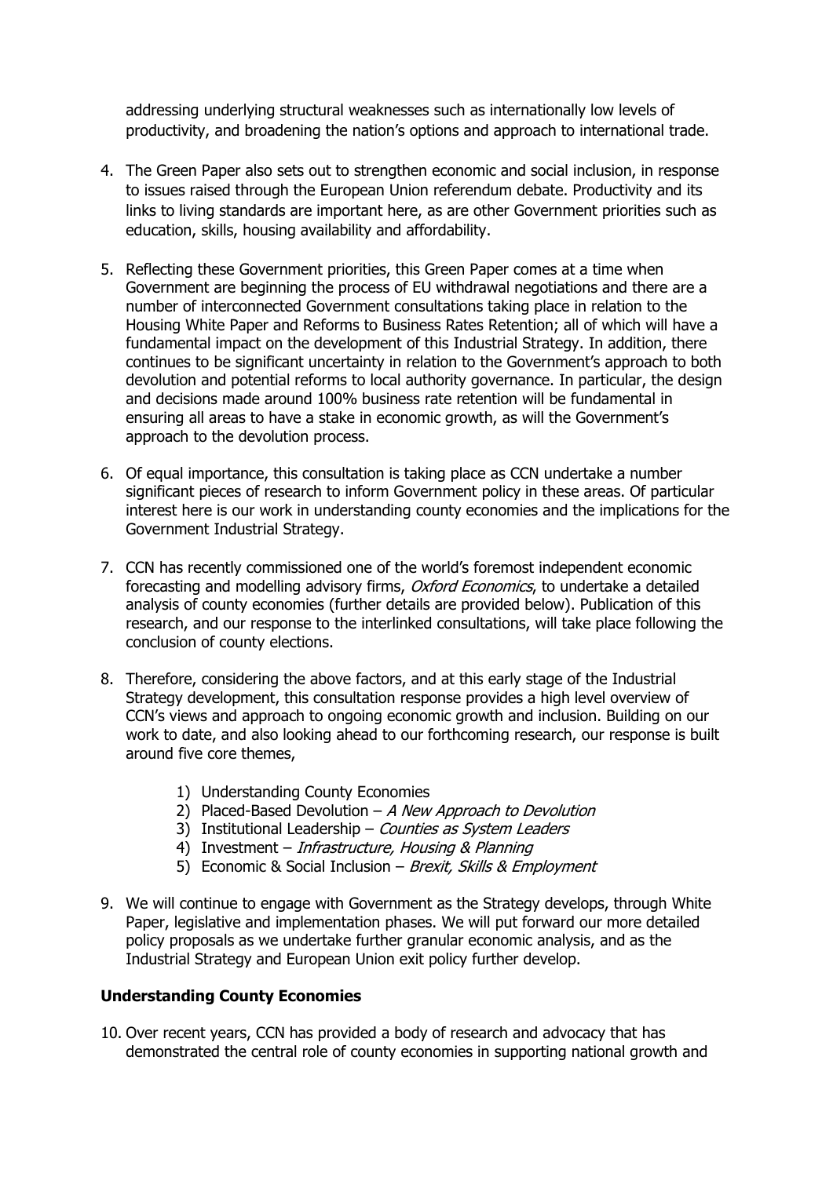addressing underlying structural weaknesses such as internationally low levels of productivity, and broadening the nation's options and approach to international trade.

4. The Green Paper also sets out to strengthen economic and social inclusion, in response to issues raised through the European Union referendum debate. Productivity and its links to living standards are important here, as are other Government priorities such as education, skills, housing availability and affordability.

5. Reflecting these Government priorities, this Green Paper comes at a time when Government are beginning the process of EU withdrawal negotiations and there are a number of interconnected Government consultations taking place in relation to the Housing White Paper and Reforms to Business Rates Retention; all of which will have a fundamental impact on the development of this Industrial Strategy. In addition, there continues to be significant uncertainty in relation to the Government's approach to both devolution and potential reforms to local authority governance. In particular, the design and decisions made around 100% business rate retention will be fundamental in ensuring all areas to have a stake in economic growth, as will the Government's approach to the devolution process.

6. Of equal importance, this consultation is taking place as CCN undertake a number significant pieces of research to inform Government policy in these areas. Of particular interest here is our work in understanding county economies and the implications for the Government Industrial Strategy.

7. CCN has recently commissioned one of the world's foremost independent economic forecasting and modelling advisory firms, *Oxford Economics*, to undertake a detailed analysis of county economies (further details are provided below). Publication of this research, and our response to the interlinked consultations, will take place following the conclusion of county elections.

8. Therefore, considering the above factors, and at this early stage of the Industrial Strategy development, this consultation response provides a high level overview of CCN's views and approach to ongoing economic growth and inclusion. Building on our work to date, and also looking ahead to our forthcoming research, our response is built around five core themes,

   1) Understanding County Economies
   2) Placed-Based Devolution – *A New Approach to Devolution*
   3) Institutional Leadership – *Counties as System Leaders*
   4) Investment – *Infrastructure, Housing & Planning*
   5) Economic & Social Inclusion – *Brexit, Skills & Employment*

9. We will continue to engage with Government as the Strategy develops, through White Paper, legislative and implementation phases. We will put forward our more detailed policy proposals as we undertake further granular economic analysis, and as the Industrial Strategy and European Union exit policy further develop.

**Understanding County Economies**

10. Over recent years, CCN has provided a body of research and advocacy that has demonstrated the central role of county economies in supporting national growth and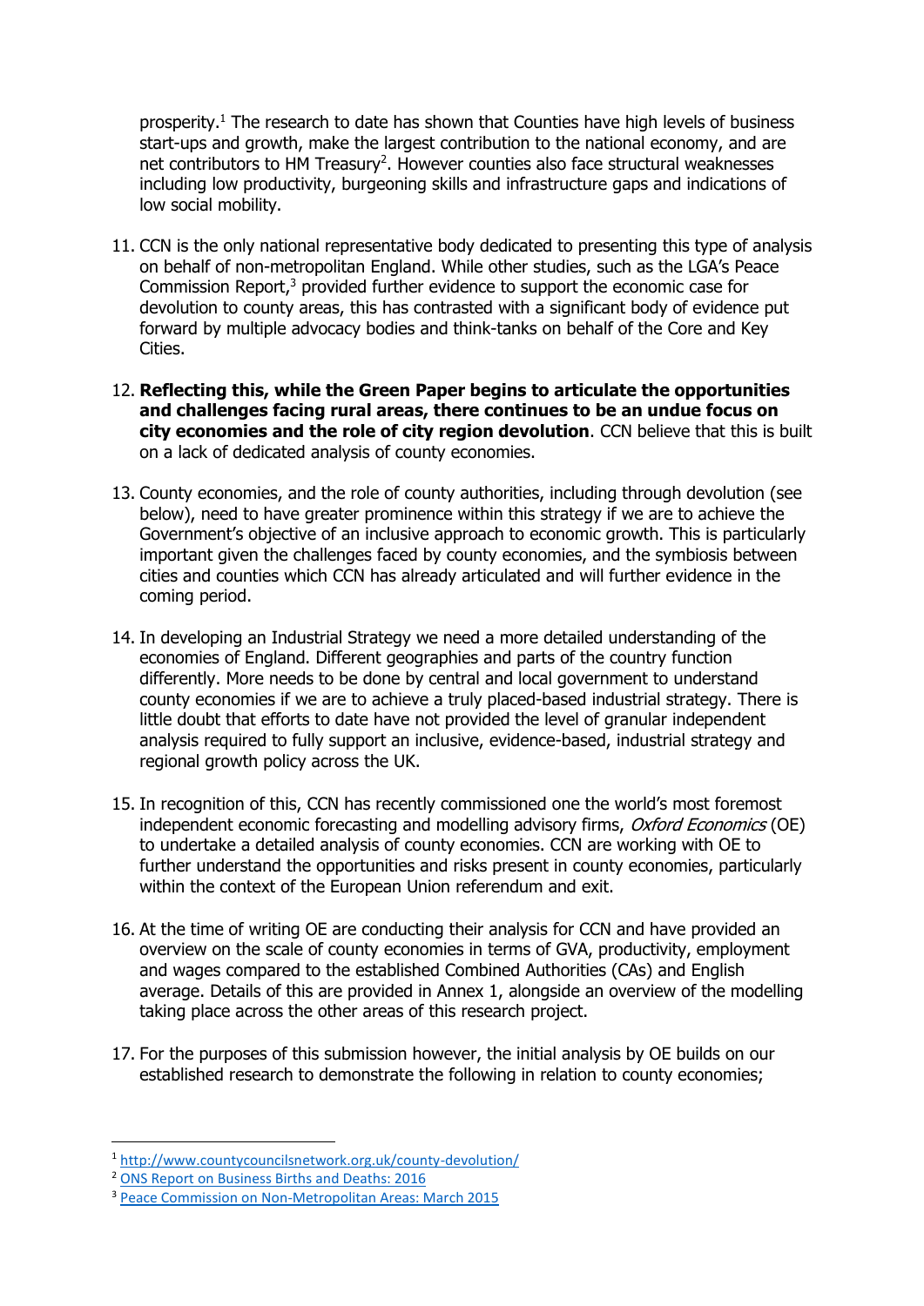prosperity.[1] The research to date has shown that Counties have high levels of business start-ups and growth, make the largest contribution to the national economy, and are net contributors to HM Treasury[2]. However counties also face structural weaknesses including low productivity, burgeoning skills and infrastructure gaps and indications of low social mobility.

11. CCN is the only national representative body dedicated to presenting this type of analysis on behalf of non-metropolitan England. While other studies, such as the LGA's Peace Commission Report,[3] provided further evidence to support the economic case for devolution to county areas, this has contrasted with a significant body of evidence put forward by multiple advocacy bodies and think-tanks on behalf of the Core and Key Cities.

12. **Reflecting this, while the Green Paper begins to articulate the opportunities and challenges facing rural areas, there continues to be an undue focus on city economies and the role of city region devolution**. CCN believe that this is built on a lack of dedicated analysis of county economies.

13. County economies, and the role of county authorities, including through devolution (see below), need to have greater prominence within this strategy if we are to achieve the Government's objective of an inclusive approach to economic growth. This is particularly important given the challenges faced by county economies, and the symbiosis between cities and counties which CCN has already articulated and will further evidence in the coming period.

14. In developing an Industrial Strategy we need a more detailed understanding of the economies of England. Different geographies and parts of the country function differently. More needs to be done by central and local government to understand county economies if we are to achieve a truly placed-based industrial strategy. There is little doubt that efforts to date have not provided the level of granular independent analysis required to fully support an inclusive, evidence-based, industrial strategy and regional growth policy across the UK.

15. In recognition of this, CCN has recently commissioned one the world's most foremost independent economic forecasting and modelling advisory firms, *Oxford Economics* (OE) to undertake a detailed analysis of county economies. CCN are working with OE to further understand the opportunities and risks present in county economies, particularly within the context of the European Union referendum and exit.

16. At the time of writing OE are conducting their analysis for CCN and have provided an overview on the scale of county economies in terms of GVA, productivity, employment and wages compared to the established Combined Authorities (CAs) and English average. Details of this are provided in Annex 1, alongside an overview of the modelling taking place across the other areas of this research project.

17. For the purposes of this submission however, the initial analysis by OE builds on our established research to demonstrate the following in relation to county economies;

---

[1] http://www.countycouncilsnetwork.org.uk/county-devolution/

[2] ONS Report on Business Births and Deaths: 2016

[3] Peace Commission on Non-Metropolitan Areas: March 2015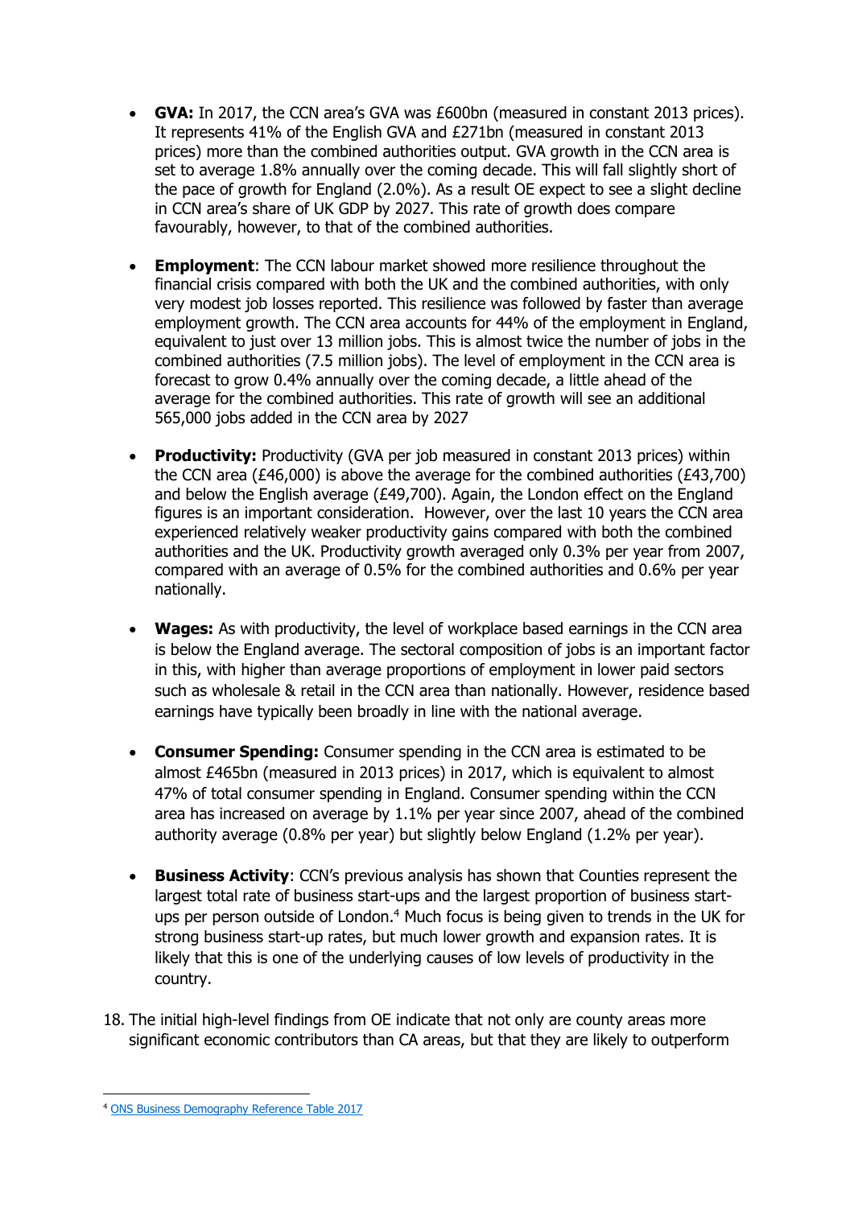- **GVA:** In 2017, the CCN area's GVA was £600bn (measured in constant 2013 prices). It represents 41% of the English GVA and £271bn (measured in constant 2013 prices) more than the combined authorities output. GVA growth in the CCN area is set to average 1.8% annually over the coming decade. This will fall slightly short of the pace of growth for England (2.0%). As a result OE expect to see a slight decline in CCN area's share of UK GDP by 2027. This rate of growth does compare favourably, however, to that of the combined authorities.

- **Employment**: The CCN labour market showed more resilience throughout the financial crisis compared with both the UK and the combined authorities, with only very modest job losses reported. This resilience was followed by faster than average employment growth. The CCN area accounts for 44% of the employment in England, equivalent to just over 13 million jobs. This is almost twice the number of jobs in the combined authorities (7.5 million jobs). The level of employment in the CCN area is forecast to grow 0.4% annually over the coming decade, a little ahead of the average for the combined authorities. This rate of growth will see an additional 565,000 jobs added in the CCN area by 2027

- **Productivity:** Productivity (GVA per job measured in constant 2013 prices) within the CCN area (£46,000) is above the average for the combined authorities (£43,700) and below the English average (£49,700). Again, the London effect on the England figures is an important consideration. However, over the last 10 years the CCN area experienced relatively weaker productivity gains compared with both the combined authorities and the UK. Productivity growth averaged only 0.3% per year from 2007, compared with an average of 0.5% for the combined authorities and 0.6% per year nationally.

- **Wages:** As with productivity, the level of workplace based earnings in the CCN area is below the England average. The sectoral composition of jobs is an important factor in this, with higher than average proportions of employment in lower paid sectors such as wholesale & retail in the CCN area than nationally. However, residence based earnings have typically been broadly in line with the national average.

- **Consumer Spending:** Consumer spending in the CCN area is estimated to be almost £465bn (measured in 2013 prices) in 2017, which is equivalent to almost 47% of total consumer spending in England. Consumer spending within the CCN area has increased on average by 1.1% per year since 2007, ahead of the combined authority average (0.8% per year) but slightly below England (1.2% per year).

- **Business Activity**: CCN's previous analysis has shown that Counties represent the largest total rate of business start-ups and the largest proportion of business start-ups per person outside of London.[4] Much focus is being given to trends in the UK for strong business start-up rates, but much lower growth and expansion rates. It is likely that this is one of the underlying causes of low levels of productivity in the country.

18. The initial high-level findings from OE indicate that not only are county areas more significant economic contributors than CA areas, but that they are likely to outperform

---

[4] ONS Business Demography Reference Table 2017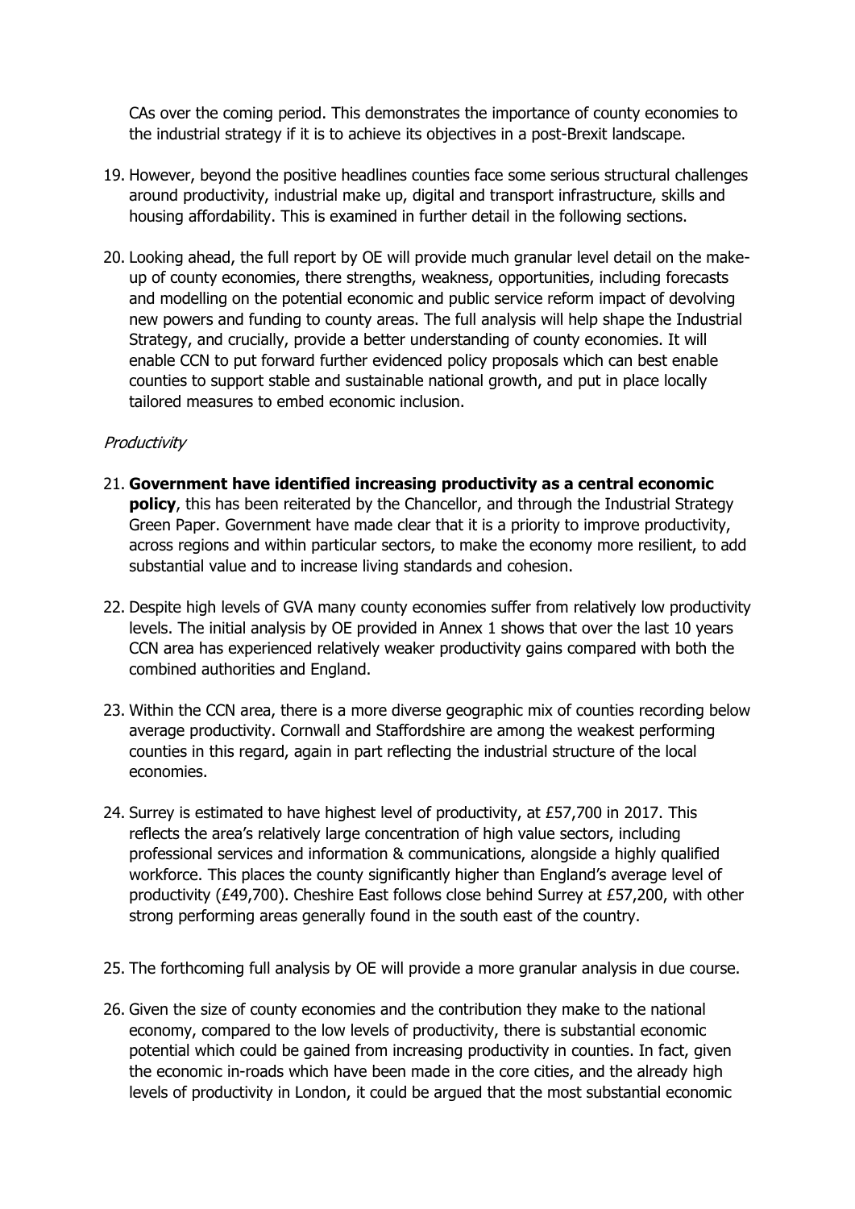CAs over the coming period. This demonstrates the importance of county economies to the industrial strategy if it is to achieve its objectives in a post-Brexit landscape.

19. However, beyond the positive headlines counties face some serious structural challenges around productivity, industrial make up, digital and transport infrastructure, skills and housing affordability. This is examined in further detail in the following sections.

20. Looking ahead, the full report by OE will provide much granular level detail on the make-up of county economies, there strengths, weakness, opportunities, including forecasts and modelling on the potential economic and public service reform impact of devolving new powers and funding to county areas. The full analysis will help shape the Industrial Strategy, and crucially, provide a better understanding of county economies. It will enable CCN to put forward further evidenced policy proposals which can best enable counties to support stable and sustainable national growth, and put in place locally tailored measures to embed economic inclusion.

*Productivity*

21. **Government have identified increasing productivity as a central economic policy**, this has been reiterated by the Chancellor, and through the Industrial Strategy Green Paper. Government have made clear that it is a priority to improve productivity, across regions and within particular sectors, to make the economy more resilient, to add substantial value and to increase living standards and cohesion.

22. Despite high levels of GVA many county economies suffer from relatively low productivity levels. The initial analysis by OE provided in Annex 1 shows that over the last 10 years CCN area has experienced relatively weaker productivity gains compared with both the combined authorities and England.

23. Within the CCN area, there is a more diverse geographic mix of counties recording below average productivity. Cornwall and Staffordshire are among the weakest performing counties in this regard, again in part reflecting the industrial structure of the local economies.

24. Surrey is estimated to have highest level of productivity, at £57,700 in 2017. This reflects the area's relatively large concentration of high value sectors, including professional services and information & communications, alongside a highly qualified workforce. This places the county significantly higher than England's average level of productivity (£49,700). Cheshire East follows close behind Surrey at £57,200, with other strong performing areas generally found in the south east of the country.

25. The forthcoming full analysis by OE will provide a more granular analysis in due course.

26. Given the size of county economies and the contribution they make to the national economy, compared to the low levels of productivity, there is substantial economic potential which could be gained from increasing productivity in counties. In fact, given the economic in-roads which have been made in the core cities, and the already high levels of productivity in London, it could be argued that the most substantial economic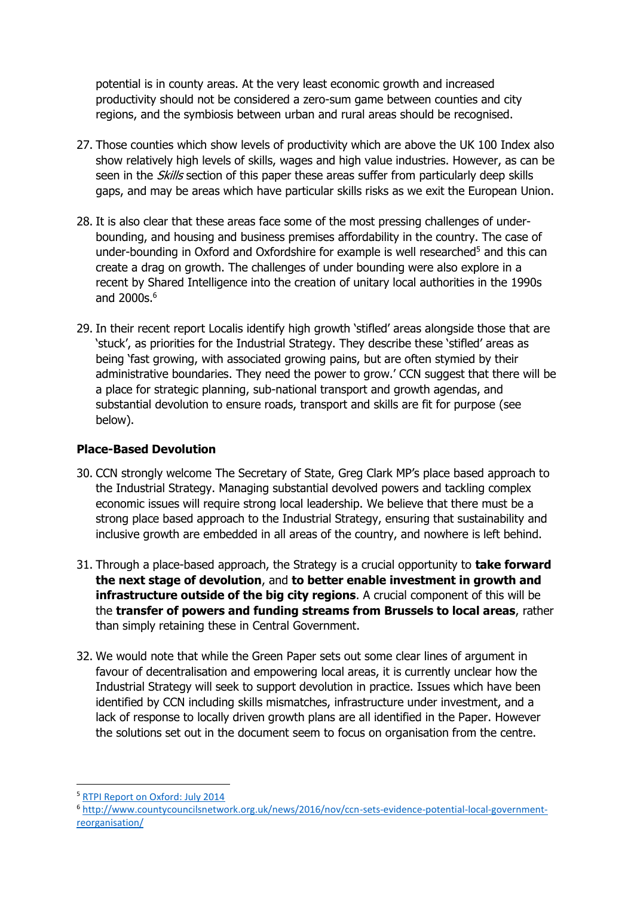potential is in county areas. At the very least economic growth and increased productivity should not be considered a zero-sum game between counties and city regions, and the symbiosis between urban and rural areas should be recognised.

27. Those counties which show levels of productivity which are above the UK 100 Index also show relatively high levels of skills, wages and high value industries. However, as can be seen in the *Skills* section of this paper these areas suffer from particularly deep skills gaps, and may be areas which have particular skills risks as we exit the European Union.

28. It is also clear that these areas face some of the most pressing challenges of under-bounding, and housing and business premises affordability in the country. The case of under-bounding in Oxford and Oxfordshire for example is well researched[5] and this can create a drag on growth. The challenges of under bounding were also explore in a recent by Shared Intelligence into the creation of unitary local authorities in the 1990s and 2000s.[6]

29. In their recent report Localis identify high growth 'stifled' areas alongside those that are 'stuck', as priorities for the Industrial Strategy. They describe these 'stifled' areas as being 'fast growing, with associated growing pains, but are often stymied by their administrative boundaries. They need the power to grow.' CCN suggest that there will be a place for strategic planning, sub-national transport and growth agendas, and substantial devolution to ensure roads, transport and skills are fit for purpose (see below).

### Place-Based Devolution

30. CCN strongly welcome The Secretary of State, Greg Clark MP's place based approach to the Industrial Strategy. Managing substantial devolved powers and tackling complex economic issues will require strong local leadership. We believe that there must be a strong place based approach to the Industrial Strategy, ensuring that sustainability and inclusive growth are embedded in all areas of the country, and nowhere is left behind.

31. Through a place-based approach, the Strategy is a crucial opportunity to **take forward the next stage of devolution**, and **to better enable investment in growth and infrastructure outside of the big city regions**. A crucial component of this will be the **transfer of powers and funding streams from Brussels to local areas**, rather than simply retaining these in Central Government.

32. We would note that while the Green Paper sets out some clear lines of argument in favour of decentralisation and empowering local areas, it is currently unclear how the Industrial Strategy will seek to support devolution in practice. Issues which have been identified by CCN including skills mismatches, infrastructure under investment, and a lack of response to locally driven growth plans are all identified in the Paper. However the solutions set out in the document seem to focus on organisation from the centre.

---

[5] RTPI Report on Oxford: July 2014

[6] http://www.countycouncilsnetwork.org.uk/news/2016/nov/ccn-sets-evidence-potential-local-government-reorganisation/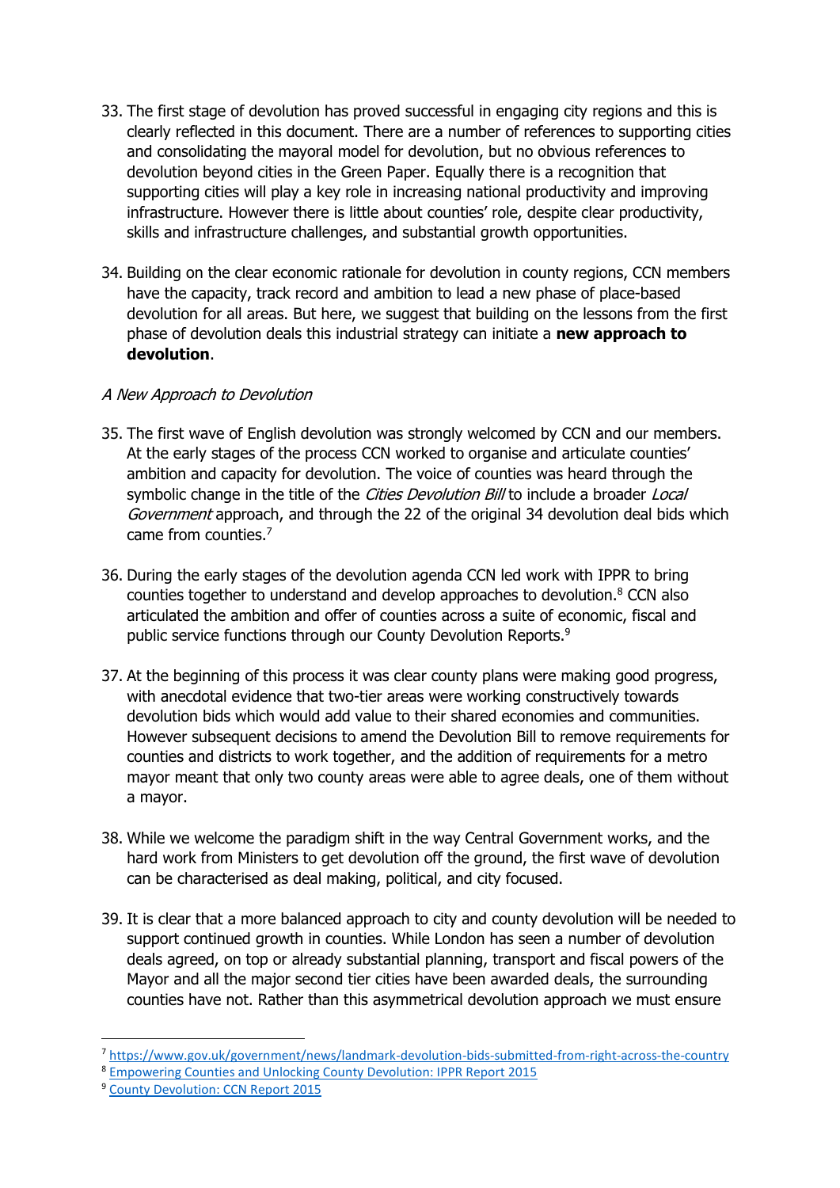33. The first stage of devolution has proved successful in engaging city regions and this is clearly reflected in this document. There are a number of references to supporting cities and consolidating the mayoral model for devolution, but no obvious references to devolution beyond cities in the Green Paper. Equally there is a recognition that supporting cities will play a key role in increasing national productivity and improving infrastructure. However there is little about counties' role, despite clear productivity, skills and infrastructure challenges, and substantial growth opportunities.

34. Building on the clear economic rationale for devolution in county regions, CCN members have the capacity, track record and ambition to lead a new phase of place-based devolution for all areas. But here, we suggest that building on the lessons from the first phase of devolution deals this industrial strategy can initiate a **new approach to devolution**.

*A New Approach to Devolution*

35. The first wave of English devolution was strongly welcomed by CCN and our members. At the early stages of the process CCN worked to organise and articulate counties' ambition and capacity for devolution. The voice of counties was heard through the symbolic change in the title of the *Cities Devolution Bill* to include a broader *Local Government* approach, and through the 22 of the original 34 devolution deal bids which came from counties.[7]

36. During the early stages of the devolution agenda CCN led work with IPPR to bring counties together to understand and develop approaches to devolution.[8] CCN also articulated the ambition and offer of counties across a suite of economic, fiscal and public service functions through our County Devolution Reports.[9]

37. At the beginning of this process it was clear county plans were making good progress, with anecdotal evidence that two-tier areas were working constructively towards devolution bids which would add value to their shared economies and communities. However subsequent decisions to amend the Devolution Bill to remove requirements for counties and districts to work together, and the addition of requirements for a metro mayor meant that only two county areas were able to agree deals, one of them without a mayor.

38. While we welcome the paradigm shift in the way Central Government works, and the hard work from Ministers to get devolution off the ground, the first wave of devolution can be characterised as deal making, political, and city focused.

39. It is clear that a more balanced approach to city and county devolution will be needed to support continued growth in counties. While London has seen a number of devolution deals agreed, on top or already substantial planning, transport and fiscal powers of the Mayor and all the major second tier cities have been awarded deals, the surrounding counties have not. Rather than this asymmetrical devolution approach we must ensure

---

[7] https://www.gov.uk/government/news/landmark-devolution-bids-submitted-from-right-across-the-country

[8] Empowering Counties and Unlocking County Devolution: IPPR Report 2015

[9] County Devolution: CCN Report 2015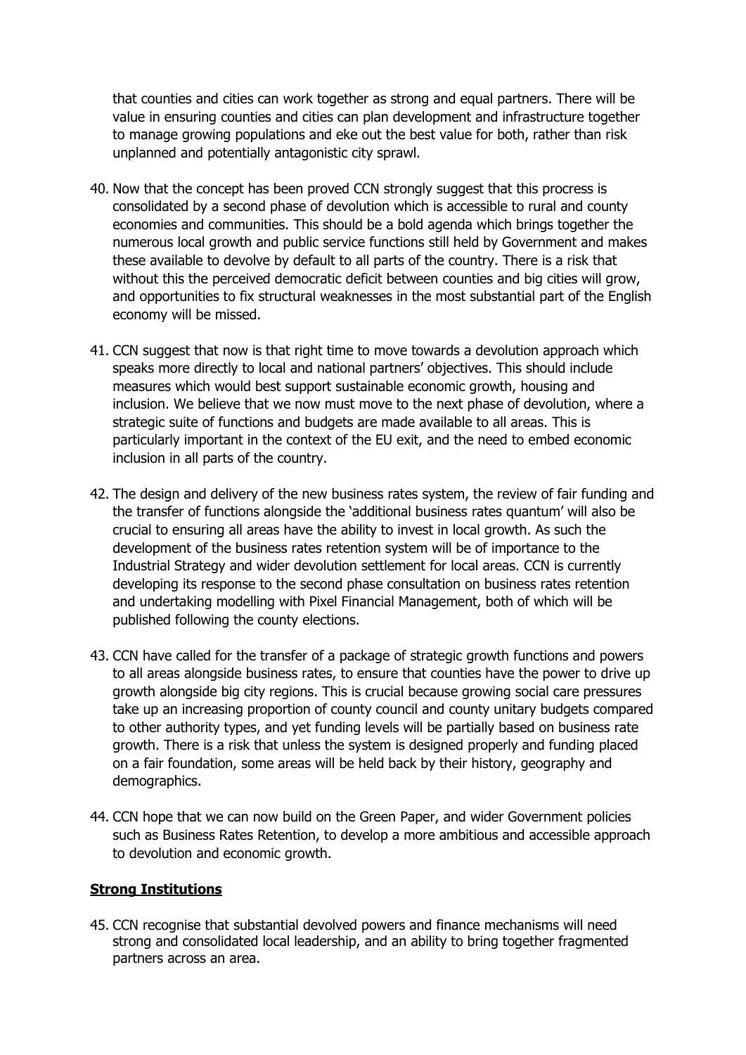that counties and cities can work together as strong and equal partners. There will be value in ensuring counties and cities can plan development and infrastructure together to manage growing populations and eke out the best value for both, rather than risk unplanned and potentially antagonistic city sprawl.

40. Now that the concept has been proved CCN strongly suggest that this procress is consolidated by a second phase of devolution which is accessible to rural and county economies and communities. This should be a bold agenda which brings together the numerous local growth and public service functions still held by Government and makes these available to devolve by default to all parts of the country. There is a risk that without this the perceived democratic deficit between counties and big cities will grow, and opportunities to fix structural weaknesses in the most substantial part of the English economy will be missed.

41. CCN suggest that now is that right time to move towards a devolution approach which speaks more directly to local and national partners' objectives. This should include measures which would best support sustainable economic growth, housing and inclusion. We believe that we now must move to the next phase of devolution, where a strategic suite of functions and budgets are made available to all areas. This is particularly important in the context of the EU exit, and the need to embed economic inclusion in all parts of the country.

42. The design and delivery of the new business rates system, the review of fair funding and the transfer of functions alongside the 'additional business rates quantum' will also be crucial to ensuring all areas have the ability to invest in local growth. As such the development of the business rates retention system will be of importance to the Industrial Strategy and wider devolution settlement for local areas. CCN is currently developing its response to the second phase consultation on business rates retention and undertaking modelling with Pixel Financial Management, both of which will be published following the county elections.

43. CCN have called for the transfer of a package of strategic growth functions and powers to all areas alongside business rates, to ensure that counties have the power to drive up growth alongside big city regions. This is crucial because growing social care pressures take up an increasing proportion of county council and county unitary budgets compared to other authority types, and yet funding levels will be partially based on business rate growth. There is a risk that unless the system is designed properly and funding placed on a fair foundation, some areas will be held back by their history, geography and demographics.

44. CCN hope that we can now build on the Green Paper, and wider Government policies such as Business Rates Retention, to develop a more ambitious and accessible approach to devolution and economic growth.

**Strong Institutions**

45. CCN recognise that substantial devolved powers and finance mechanisms will need strong and consolidated local leadership, and an ability to bring together fragmented partners across an area.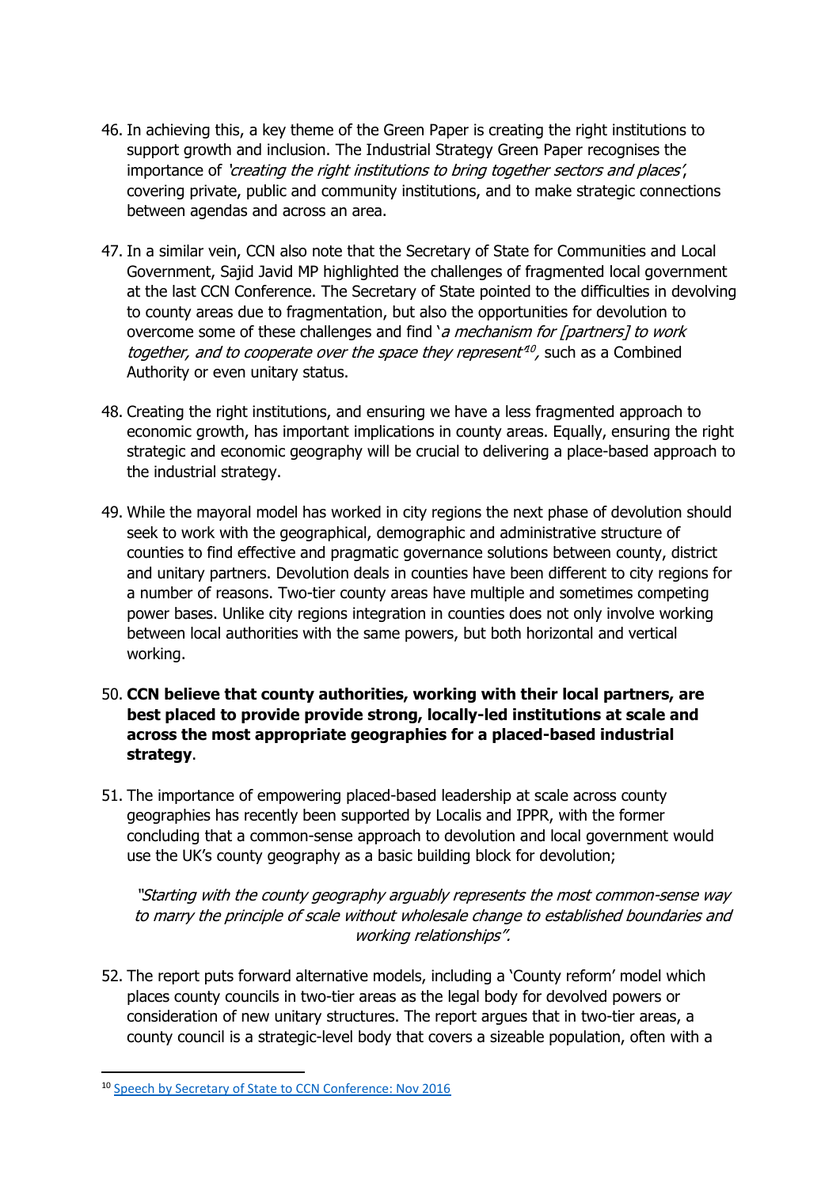46. In achieving this, a key theme of the Green Paper is creating the right institutions to support growth and inclusion. The Industrial Strategy Green Paper recognises the importance of *'creating the right institutions to bring together sectors and places'*, covering private, public and community institutions, and to make strategic connections between agendas and across an area.

47. In a similar vein, CCN also note that the Secretary of State for Communities and Local Government, Sajid Javid MP highlighted the challenges of fragmented local government at the last CCN Conference. The Secretary of State pointed to the difficulties in devolving to county areas due to fragmentation, but also the opportunities for devolution to overcome some of these challenges and find '*a mechanism for [partners] to work together, and to cooperate over the space they represent*'[10], such as a Combined Authority or even unitary status.

48. Creating the right institutions, and ensuring we have a less fragmented approach to economic growth, has important implications in county areas. Equally, ensuring the right strategic and economic geography will be crucial to delivering a place-based approach to the industrial strategy.

49. While the mayoral model has worked in city regions the next phase of devolution should seek to work with the geographical, demographic and administrative structure of counties to find effective and pragmatic governance solutions between county, district and unitary partners. Devolution deals in counties have been different to city regions for a number of reasons. Two-tier county areas have multiple and sometimes competing power bases. Unlike city regions integration in counties does not only involve working between local authorities with the same powers, but both horizontal and vertical working.

50. **CCN believe that county authorities, working with their local partners, are best placed to provide provide strong, locally-led institutions at scale and across the most appropriate geographies for a placed-based industrial strategy**.

51. The importance of empowering placed-based leadership at scale across county geographies has recently been supported by Localis and IPPR, with the former concluding that a common-sense approach to devolution and local government would use the UK's county geography as a basic building block for devolution;

> *"Starting with the county geography arguably represents the most common-sense way to marry the principle of scale without wholesale change to established boundaries and working relationships".*

52. The report puts forward alternative models, including a 'County reform' model which places county councils in two-tier areas as the legal body for devolved powers or consideration of new unitary structures. The report argues that in two-tier areas, a county council is a strategic-level body that covers a sizeable population, often with a

[10] Speech by Secretary of State to CCN Conference: Nov 2016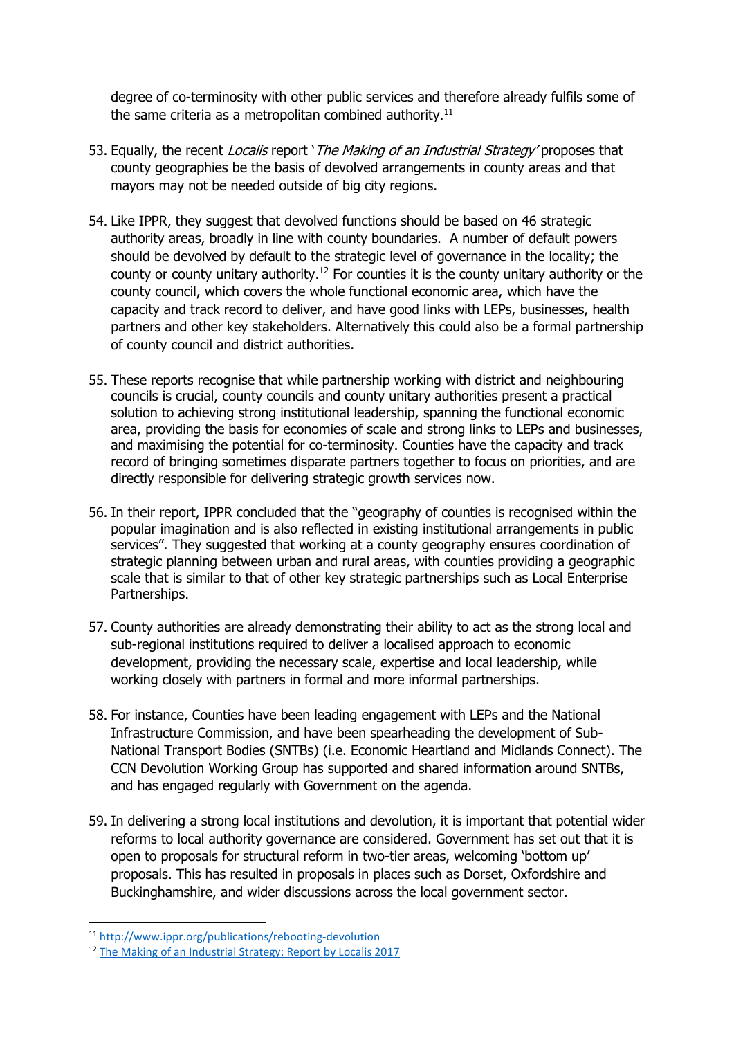degree of co-terminosity with other public services and therefore already fulfils some of the same criteria as a metropolitan combined authority.[11]

53. Equally, the recent *Localis* report '*The Making of an Industrial Strategy'* proposes that county geographies be the basis of devolved arrangements in county areas and that mayors may not be needed outside of big city regions.

54. Like IPPR, they suggest that devolved functions should be based on 46 strategic authority areas, broadly in line with county boundaries. A number of default powers should be devolved by default to the strategic level of governance in the locality; the county or county unitary authority.[12] For counties it is the county unitary authority or the county council, which covers the whole functional economic area, which have the capacity and track record to deliver, and have good links with LEPs, businesses, health partners and other key stakeholders. Alternatively this could also be a formal partnership of county council and district authorities.

55. These reports recognise that while partnership working with district and neighbouring councils is crucial, county councils and county unitary authorities present a practical solution to achieving strong institutional leadership, spanning the functional economic area, providing the basis for economies of scale and strong links to LEPs and businesses, and maximising the potential for co-terminosity. Counties have the capacity and track record of bringing sometimes disparate partners together to focus on priorities, and are directly responsible for delivering strategic growth services now.

56. In their report, IPPR concluded that the "geography of counties is recognised within the popular imagination and is also reflected in existing institutional arrangements in public services". They suggested that working at a county geography ensures coordination of strategic planning between urban and rural areas, with counties providing a geographic scale that is similar to that of other key strategic partnerships such as Local Enterprise Partnerships.

57. County authorities are already demonstrating their ability to act as the strong local and sub-regional institutions required to deliver a localised approach to economic development, providing the necessary scale, expertise and local leadership, while working closely with partners in formal and more informal partnerships.

58. For instance, Counties have been leading engagement with LEPs and the National Infrastructure Commission, and have been spearheading the development of Sub-National Transport Bodies (SNTBs) (i.e. Economic Heartland and Midlands Connect). The CCN Devolution Working Group has supported and shared information around SNTBs, and has engaged regularly with Government on the agenda.

59. In delivering a strong local institutions and devolution, it is important that potential wider reforms to local authority governance are considered. Government has set out that it is open to proposals for structural reform in two-tier areas, welcoming 'bottom up' proposals. This has resulted in proposals in places such as Dorset, Oxfordshire and Buckinghamshire, and wider discussions across the local government sector.

---

[11] http://www.ippr.org/publications/rebooting-devolution

[12] The Making of an Industrial Strategy: Report by Localis 2017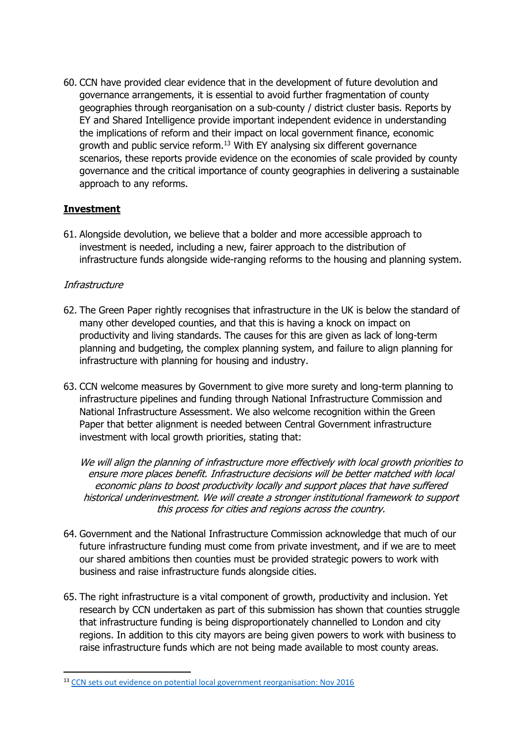60. CCN have provided clear evidence that in the development of future devolution and governance arrangements, it is essential to avoid further fragmentation of county geographies through reorganisation on a sub-county / district cluster basis. Reports by EY and Shared Intelligence provide important independent evidence in understanding the implications of reform and their impact on local government finance, economic growth and public service reform.[13] With EY analysing six different governance scenarios, these reports provide evidence on the economies of scale provided by county governance and the critical importance of county geographies in delivering a sustainable approach to any reforms.

## **Investment**

61. Alongside devolution, we believe that a bolder and more accessible approach to investment is needed, including a new, fairer approach to the distribution of infrastructure funds alongside wide-ranging reforms to the housing and planning system.

### *Infrastructure*

62. The Green Paper rightly recognises that infrastructure in the UK is below the standard of many other developed counties, and that this is having a knock on impact on productivity and living standards. The causes for this are given as lack of long-term planning and budgeting, the complex planning system, and failure to align planning for infrastructure with planning for housing and industry.

63. CCN welcome measures by Government to give more surety and long-term planning to infrastructure pipelines and funding through National Infrastructure Commission and National Infrastructure Assessment. We also welcome recognition within the Green Paper that better alignment is needed between Central Government infrastructure investment with local growth priorities, stating that:

> *We will align the planning of infrastructure more effectively with local growth priorities to ensure more places benefit. Infrastructure decisions will be better matched with local economic plans to boost productivity locally and support places that have suffered historical underinvestment. We will create a stronger institutional framework to support this process for cities and regions across the country.*

64. Government and the National Infrastructure Commission acknowledge that much of our future infrastructure funding must come from private investment, and if we are to meet our shared ambitions then counties must be provided strategic powers to work with business and raise infrastructure funds alongside cities.

65. The right infrastructure is a vital component of growth, productivity and inclusion. Yet research by CCN undertaken as part of this submission has shown that counties struggle that infrastructure funding is being disproportionately channelled to London and city regions. In addition to this city mayors are being given powers to work with business to raise infrastructure funds which are not being made available to most county areas.

---

[13] CCN sets out evidence on potential local government reorganisation: Nov 2016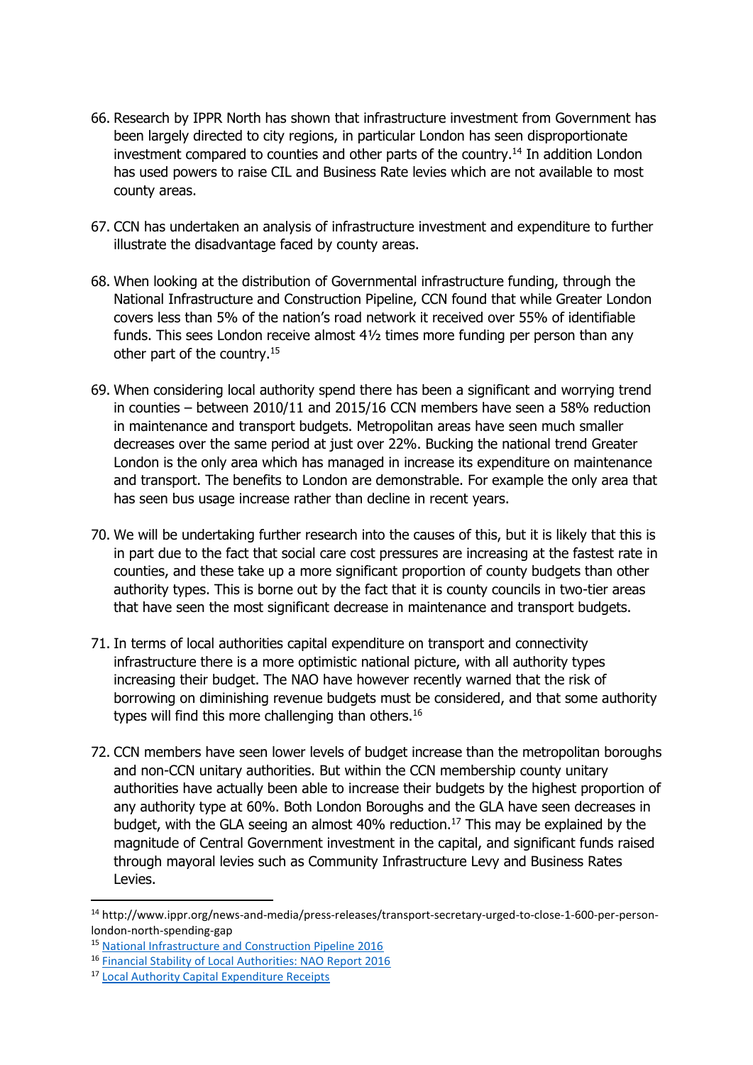66. Research by IPPR North has shown that infrastructure investment from Government has been largely directed to city regions, in particular London has seen disproportionate investment compared to counties and other parts of the country.[14] In addition London has used powers to raise CIL and Business Rate levies which are not available to most county areas.

67. CCN has undertaken an analysis of infrastructure investment and expenditure to further illustrate the disadvantage faced by county areas.

68. When looking at the distribution of Governmental infrastructure funding, through the National Infrastructure and Construction Pipeline, CCN found that while Greater London covers less than 5% of the nation's road network it received over 55% of identifiable funds. This sees London receive almost 4½ times more funding per person than any other part of the country.[15]

69. When considering local authority spend there has been a significant and worrying trend in counties – between 2010/11 and 2015/16 CCN members have seen a 58% reduction in maintenance and transport budgets. Metropolitan areas have seen much smaller decreases over the same period at just over 22%. Bucking the national trend Greater London is the only area which has managed in increase its expenditure on maintenance and transport. The benefits to London are demonstrable. For example the only area that has seen bus usage increase rather than decline in recent years.

70. We will be undertaking further research into the causes of this, but it is likely that this is in part due to the fact that social care cost pressures are increasing at the fastest rate in counties, and these take up a more significant proportion of county budgets than other authority types. This is borne out by the fact that it is county councils in two-tier areas that have seen the most significant decrease in maintenance and transport budgets.

71. In terms of local authorities capital expenditure on transport and connectivity infrastructure there is a more optimistic national picture, with all authority types increasing their budget. The NAO have however recently warned that the risk of borrowing on diminishing revenue budgets must be considered, and that some authority types will find this more challenging than others.[16]

72. CCN members have seen lower levels of budget increase than the metropolitan boroughs and non-CCN unitary authorities. But within the CCN membership county unitary authorities have actually been able to increase their budgets by the highest proportion of any authority type at 60%. Both London Boroughs and the GLA have seen decreases in budget, with the GLA seeing an almost 40% reduction.[17] This may be explained by the magnitude of Central Government investment in the capital, and significant funds raised through mayoral levies such as Community Infrastructure Levy and Business Rates Levies.

---

[14] http://www.ippr.org/news-and-media/press-releases/transport-secretary-urged-to-close-1-600-per-person-london-north-spending-gap

[15] National Infrastructure and Construction Pipeline 2016

[16] Financial Stability of Local Authorities: NAO Report 2016

[17] Local Authority Capital Expenditure Receipts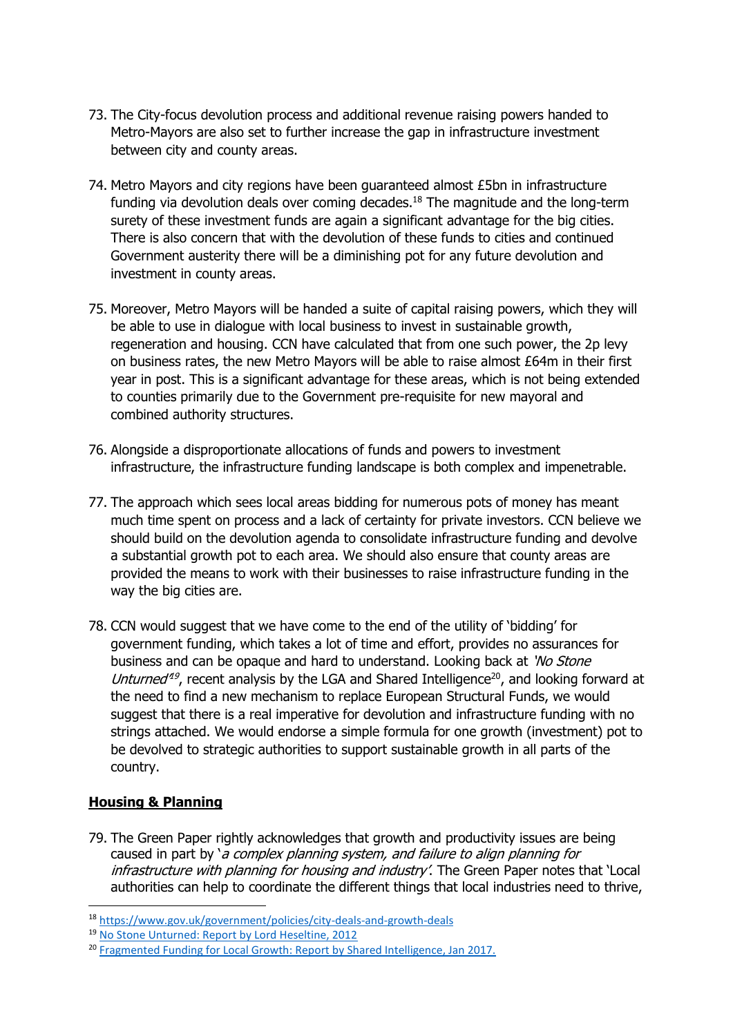73. The City-focus devolution process and additional revenue raising powers handed to Metro-Mayors are also set to further increase the gap in infrastructure investment between city and county areas.

74. Metro Mayors and city regions have been guaranteed almost £5bn in infrastructure funding via devolution deals over coming decades.[18] The magnitude and the long-term surety of these investment funds are again a significant advantage for the big cities. There is also concern that with the devolution of these funds to cities and continued Government austerity there will be a diminishing pot for any future devolution and investment in county areas.

75. Moreover, Metro Mayors will be handed a suite of capital raising powers, which they will be able to use in dialogue with local business to invest in sustainable growth, regeneration and housing. CCN have calculated that from one such power, the 2p levy on business rates, the new Metro Mayors will be able to raise almost £64m in their first year in post. This is a significant advantage for these areas, which is not being extended to counties primarily due to the Government pre-requisite for new mayoral and combined authority structures.

76. Alongside a disproportionate allocations of funds and powers to investment infrastructure, the infrastructure funding landscape is both complex and impenetrable.

77. The approach which sees local areas bidding for numerous pots of money has meant much time spent on process and a lack of certainty for private investors. CCN believe we should build on the devolution agenda to consolidate infrastructure funding and devolve a substantial growth pot to each area. We should also ensure that county areas are provided the means to work with their businesses to raise infrastructure funding in the way the big cities are.

78. CCN would suggest that we have come to the end of the utility of 'bidding' for government funding, which takes a lot of time and effort, provides no assurances for business and can be opaque and hard to understand. Looking back at *'No Stone Unturned'*[19], recent analysis by the LGA and Shared Intelligence[20], and looking forward at the need to find a new mechanism to replace European Structural Funds, we would suggest that there is a real imperative for devolution and infrastructure funding with no strings attached. We would endorse a simple formula for one growth (investment) pot to be devolved to strategic authorities to support sustainable growth in all parts of the country.

## Housing & Planning

79. The Green Paper rightly acknowledges that growth and productivity issues are being caused in part by '*a complex planning system, and failure to align planning for infrastructure with planning for housing and industry*'. The Green Paper notes that 'Local authorities can help to coordinate the different things that local industries need to thrive,

---

[18] https://www.gov.uk/government/policies/city-deals-and-growth-deals

[19] No Stone Unturned: Report by Lord Heseltine, 2012

[20] Fragmented Funding for Local Growth: Report by Shared Intelligence, Jan 2017.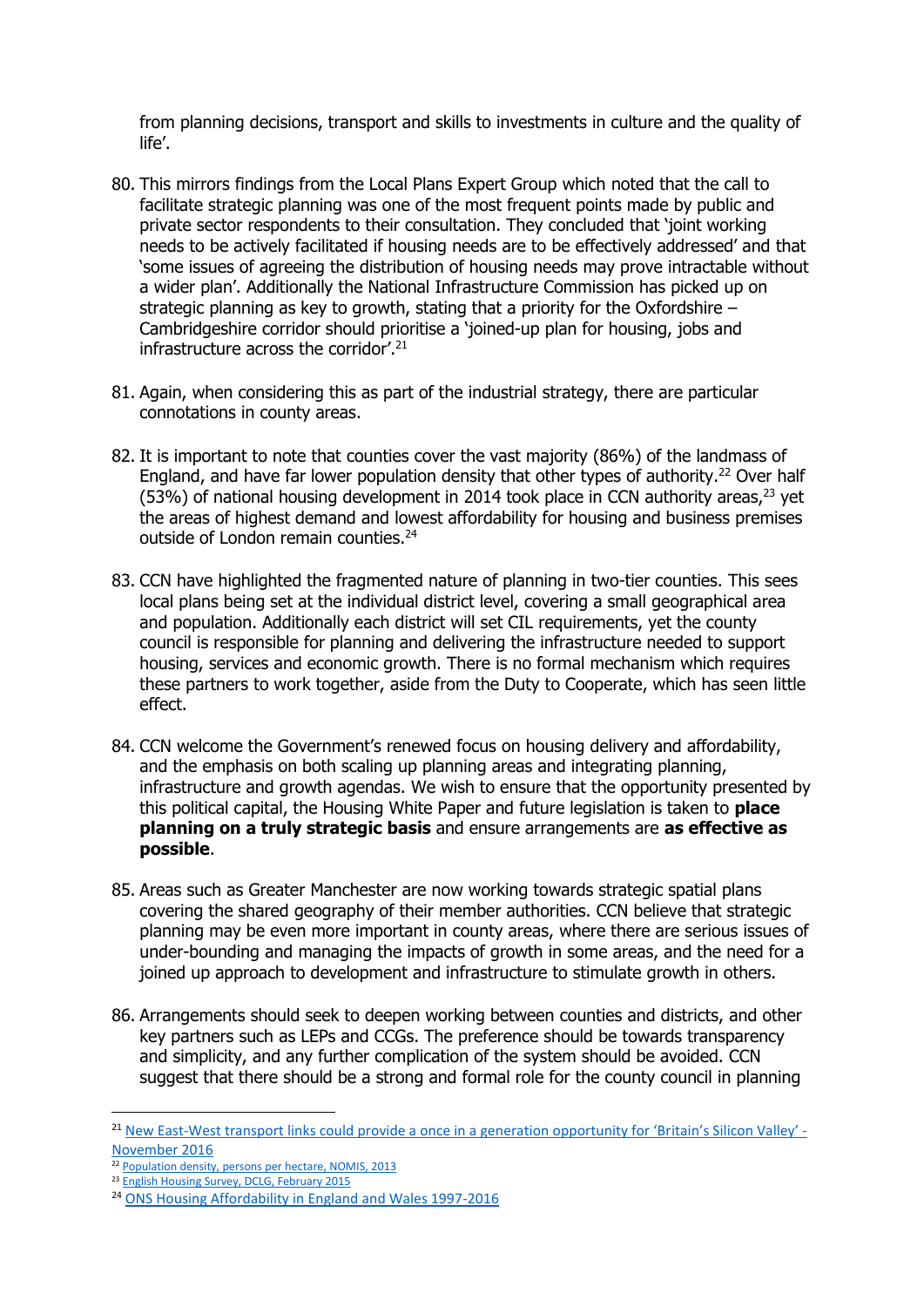from planning decisions, transport and skills to investments in culture and the quality of life'.

80. This mirrors findings from the Local Plans Expert Group which noted that the call to facilitate strategic planning was one of the most frequent points made by public and private sector respondents to their consultation. They concluded that 'joint working needs to be actively facilitated if housing needs are to be effectively addressed' and that 'some issues of agreeing the distribution of housing needs may prove intractable without a wider plan'. Additionally the National Infrastructure Commission has picked up on strategic planning as key to growth, stating that a priority for the Oxfordshire – Cambridgeshire corridor should prioritise a 'joined-up plan for housing, jobs and infrastructure across the corridor'.[21]

81. Again, when considering this as part of the industrial strategy, there are particular connotations in county areas.

82. It is important to note that counties cover the vast majority (86%) of the landmass of England, and have far lower population density that other types of authority.[22] Over half (53%) of national housing development in 2014 took place in CCN authority areas,[23] yet the areas of highest demand and lowest affordability for housing and business premises outside of London remain counties.[24]

83. CCN have highlighted the fragmented nature of planning in two-tier counties. This sees local plans being set at the individual district level, covering a small geographical area and population. Additionally each district will set CIL requirements, yet the county council is responsible for planning and delivering the infrastructure needed to support housing, services and economic growth. There is no formal mechanism which requires these partners to work together, aside from the Duty to Cooperate, which has seen little effect.

84. CCN welcome the Government's renewed focus on housing delivery and affordability, and the emphasis on both scaling up planning areas and integrating planning, infrastructure and growth agendas. We wish to ensure that the opportunity presented by this political capital, the Housing White Paper and future legislation is taken to **place planning on a truly strategic basis** and ensure arrangements are **as effective as possible**.

85. Areas such as Greater Manchester are now working towards strategic spatial plans covering the shared geography of their member authorities. CCN believe that strategic planning may be even more important in county areas, where there are serious issues of under-bounding and managing the impacts of growth in some areas, and the need for a joined up approach to development and infrastructure to stimulate growth in others.

86. Arrangements should seek to deepen working between counties and districts, and other key partners such as LEPs and CCGs. The preference should be towards transparency and simplicity, and any further complication of the system should be avoided. CCN suggest that there should be a strong and formal role for the county council in planning

---

[21] New East-West transport links could provide a once in a generation opportunity for 'Britain's Silicon Valley' - November 2016

[22] Population density, persons per hectare, NOMIS, 2013

[23] English Housing Survey, DCLG, February 2015

[24] ONS Housing Affordability in England and Wales 1997-2016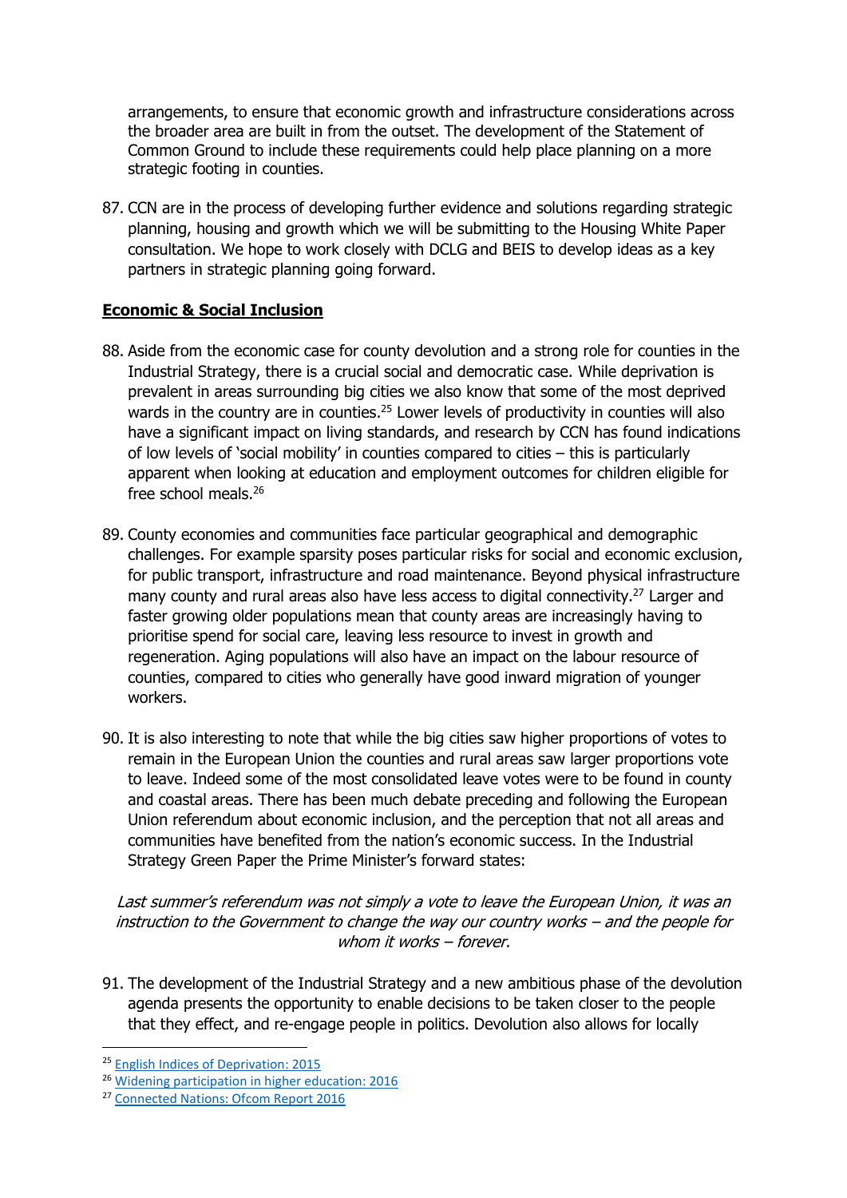arrangements, to ensure that economic growth and infrastructure considerations across the broader area are built in from the outset. The development of the Statement of Common Ground to include these requirements could help place planning on a more strategic footing in counties.

87. CCN are in the process of developing further evidence and solutions regarding strategic planning, housing and growth which we will be submitting to the Housing White Paper consultation. We hope to work closely with DCLG and BEIS to develop ideas as a key partners in strategic planning going forward.

## Economic & Social Inclusion

88. Aside from the economic case for county devolution and a strong role for counties in the Industrial Strategy, there is a crucial social and democratic case. While deprivation is prevalent in areas surrounding big cities we also know that some of the most deprived wards in the country are in counties.[25] Lower levels of productivity in counties will also have a significant impact on living standards, and research by CCN has found indications of low levels of 'social mobility' in counties compared to cities – this is particularly apparent when looking at education and employment outcomes for children eligible for free school meals.[26]

89. County economies and communities face particular geographical and demographic challenges. For example sparsity poses particular risks for social and economic exclusion, for public transport, infrastructure and road maintenance. Beyond physical infrastructure many county and rural areas also have less access to digital connectivity.[27] Larger and faster growing older populations mean that county areas are increasingly having to prioritise spend for social care, leaving less resource to invest in growth and regeneration. Aging populations will also have an impact on the labour resource of counties, compared to cities who generally have good inward migration of younger workers.

90. It is also interesting to note that while the big cities saw higher proportions of votes to remain in the European Union the counties and rural areas saw larger proportions vote to leave. Indeed some of the most consolidated leave votes were to be found in county and coastal areas. There has been much debate preceding and following the European Union referendum about economic inclusion, and the perception that not all areas and communities have benefited from the nation's economic success. In the Industrial Strategy Green Paper the Prime Minister's forward states:

*Last summer's referendum was not simply a vote to leave the European Union, it was an instruction to the Government to change the way our country works – and the people for whom it works – forever.*

91. The development of the Industrial Strategy and a new ambitious phase of the devolution agenda presents the opportunity to enable decisions to be taken closer to the people that they effect, and re-engage people in politics. Devolution also allows for locally

---

[25] English Indices of Deprivation: 2015

[26] Widening participation in higher education: 2016

[27] Connected Nations: Ofcom Report 2016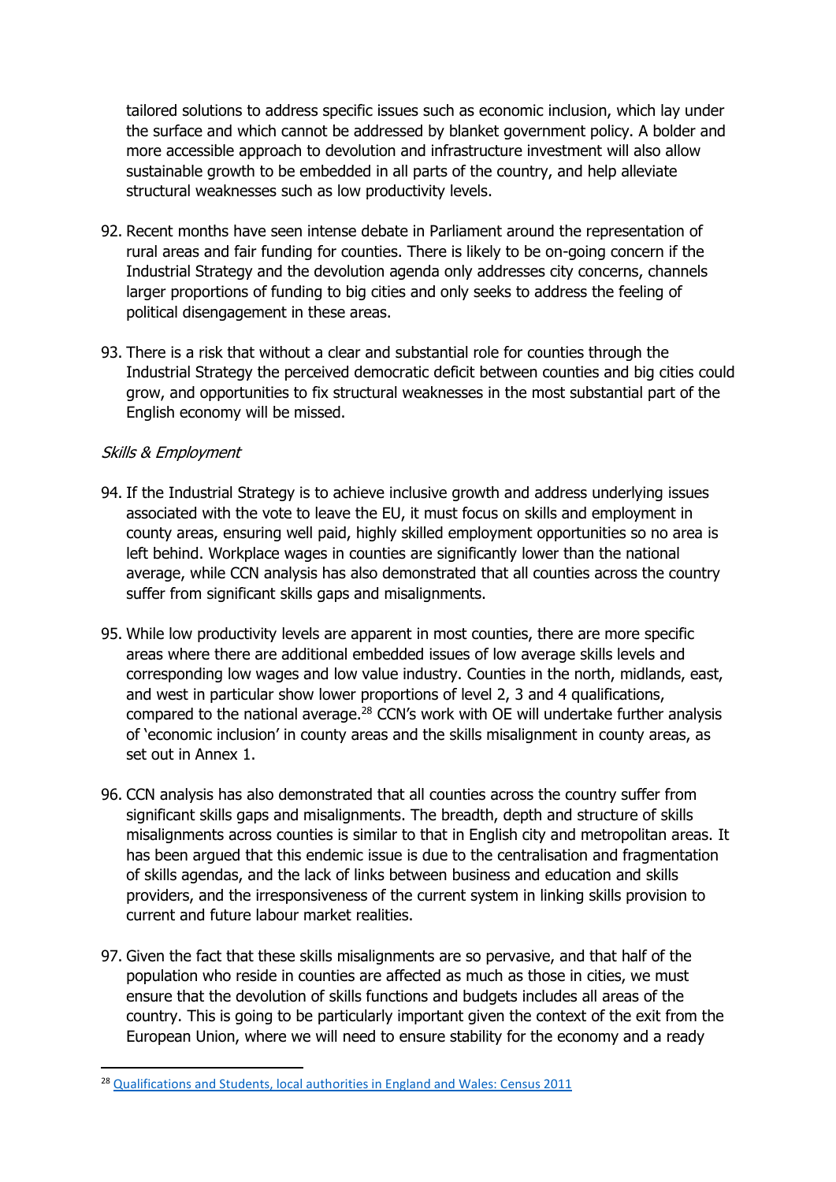tailored solutions to address specific issues such as economic inclusion, which lay under the surface and which cannot be addressed by blanket government policy. A bolder and more accessible approach to devolution and infrastructure investment will also allow sustainable growth to be embedded in all parts of the country, and help alleviate structural weaknesses such as low productivity levels.

92. Recent months have seen intense debate in Parliament around the representation of rural areas and fair funding for counties. There is likely to be on-going concern if the Industrial Strategy and the devolution agenda only addresses city concerns, channels larger proportions of funding to big cities and only seeks to address the feeling of political disengagement in these areas.

93. There is a risk that without a clear and substantial role for counties through the Industrial Strategy the perceived democratic deficit between counties and big cities could grow, and opportunities to fix structural weaknesses in the most substantial part of the English economy will be missed.

*Skills & Employment*

94. If the Industrial Strategy is to achieve inclusive growth and address underlying issues associated with the vote to leave the EU, it must focus on skills and employment in county areas, ensuring well paid, highly skilled employment opportunities so no area is left behind. Workplace wages in counties are significantly lower than the national average, while CCN analysis has also demonstrated that all counties across the country suffer from significant skills gaps and misalignments.

95. While low productivity levels are apparent in most counties, there are more specific areas where there are additional embedded issues of low average skills levels and corresponding low wages and low value industry. Counties in the north, midlands, east, and west in particular show lower proportions of level 2, 3 and 4 qualifications, compared to the national average.[28] CCN's work with OE will undertake further analysis of 'economic inclusion' in county areas and the skills misalignment in county areas, as set out in Annex 1.

96. CCN analysis has also demonstrated that all counties across the country suffer from significant skills gaps and misalignments. The breadth, depth and structure of skills misalignments across counties is similar to that in English city and metropolitan areas. It has been argued that this endemic issue is due to the centralisation and fragmentation of skills agendas, and the lack of links between business and education and skills providers, and the irresponsiveness of the current system in linking skills provision to current and future labour market realities.

97. Given the fact that these skills misalignments are so pervasive, and that half of the population who reside in counties are affected as much as those in cities, we must ensure that the devolution of skills functions and budgets includes all areas of the country. This is going to be particularly important given the context of the exit from the European Union, where we will need to ensure stability for the economy and a ready

[28] Qualifications and Students, local authorities in England and Wales: Census 2011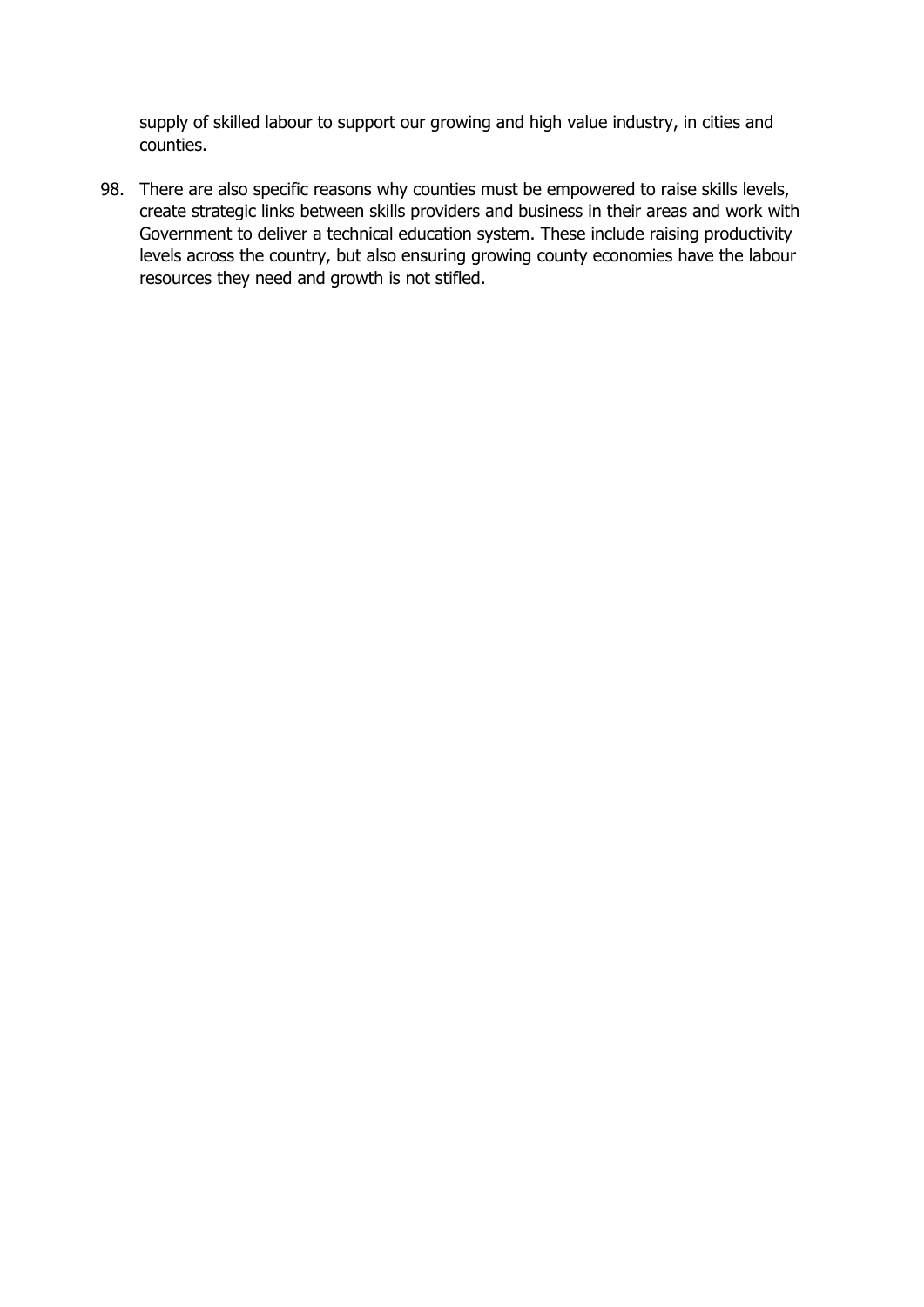supply of skilled labour to support our growing and high value industry, in cities and counties.

98. There are also specific reasons why counties must be empowered to raise skills levels, create strategic links between skills providers and business in their areas and work with Government to deliver a technical education system. These include raising productivity levels across the country, but also ensuring growing county economies have the labour resources they need and growth is not stifled.